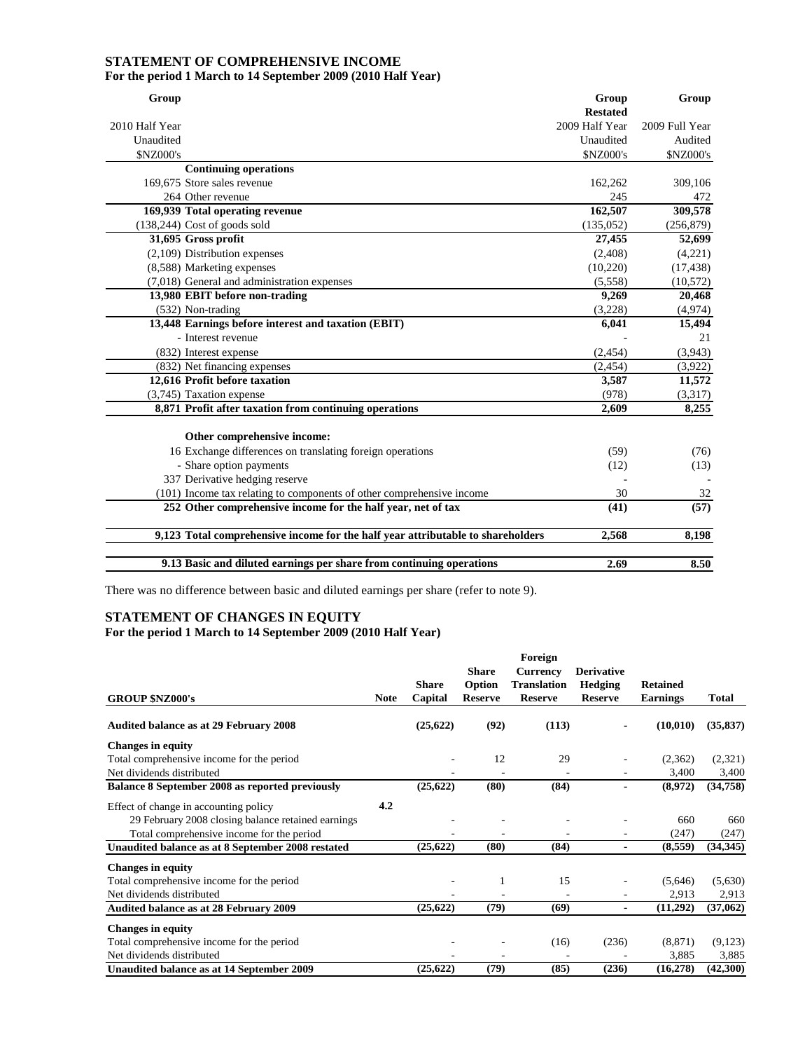## STATEMENT OF COMPREHENSIVE INCOME

**For the period 1 March to 14 September 2009 (2010 Half Year)**

| Group | | Group | Group |
|---|---|---|---|
| | | Restated | |
| 2010 Half Year | | 2009 Half Year | 2009 Full Year |
| Unaudited | | Unaudited | Audited |
| $NZ000's | | $NZ000's | $NZ000's |
| | **Continuing operations** | | |
| 169,675 | Store sales revenue | 162,262 | 309,106 |
| 264 | Other revenue | 245 | 472 |
| **169,939** | **Total operating revenue** | **162,507** | **309,578** |
| (138,244) | Cost of goods sold | (135,052) | (256,879) |
| **31,695** | **Gross profit** | **27,455** | **52,699** |
| (2,109) | Distribution expenses | (2,408) | (4,221) |
| (8,588) | Marketing expenses | (10,220) | (17,438) |
| (7,018) | General and administration expenses | (5,558) | (10,572) |
| **13,980** | **EBIT before non-trading** | **9,269** | **20,468** |
| (532) | Non-trading | (3,228) | (4,974) |
| **13,448** | **Earnings before interest and taxation (EBIT)** | **6,041** | **15,494** |
| - | Interest revenue | - | 21 |
| (832) | Interest expense | (2,454) | (3,943) |
| (832) | Net financing expenses | (2,454) | (3,922) |
| **12,616** | **Profit before taxation** | **3,587** | **11,572** |
| (3,745) | Taxation expense | (978) | (3,317) |
| **8,871** | **Profit after taxation from continuing operations** | **2,609** | **8,255** |
| | **Other comprehensive income:** | | |
| 16 | Exchange differences on translating foreign operations | (59) | (76) |
| - | Share option payments | (12) | (13) |
| 337 | Derivative hedging reserve | - | - |
| (101) | Income tax relating to components of other comprehensive income | 30 | 32 |
| **252** | **Other comprehensive income for the half year, net of tax** | **(41)** | **(57)** |
| **9,123** | **Total comprehensive income for the half year attributable to shareholders** | **2,568** | **8,198** |
| **9.13** | **Basic and diluted earnings per share from continuing operations** | **2.69** | **8.50** |

There was no difference between basic and diluted earnings per share (refer to note 9).

## STATEMENT OF CHANGES IN EQUITY

**For the period 1 March to 14 September 2009 (2010 Half Year)**

| GROUP $NZ000's | Note | Share Capital | Share Option Reserve | Foreign Currency Translation Reserve | Derivative Hedging Reserve | Retained Earnings | Total |
|---|---|---|---|---|---|---|---|
| **Audited balance as at 29 February 2008** | | **(25,622)** | **(92)** | **(113)** | - | **(10,010)** | **(35,837)** |
| **Changes in equity** | | | | | | | |
| Total comprehensive income for the period | | - | 12 | 29 | - | (2,362) | (2,321) |
| Net dividends distributed | | - | - | - | - | 3,400 | 3,400 |
| **Balance 8 September 2008 as reported previously** | | **(25,622)** | **(80)** | **(84)** | - | **(8,972)** | **(34,758)** |
| Effect of change in accounting policy | 4.2 | | | | | | |
| 29 February 2008 closing balance retained earnings | | - | - | - | - | 660 | 660 |
| Total comprehensive income for the period | | - | - | - | - | (247) | (247) |
| **Unaudited balance as at 8 September 2008 restated** | | **(25,622)** | **(80)** | **(84)** | - | **(8,559)** | **(34,345)** |
| **Changes in equity** | | | | | | | |
| Total comprehensive income for the period | | - | 1 | 15 | - | (5,646) | (5,630) |
| Net dividends distributed | | - | - | - | - | 2,913 | 2,913 |
| **Audited balance as at 28 February 2009** | | **(25,622)** | **(79)** | **(69)** | - | **(11,292)** | **(37,062)** |
| **Changes in equity** | | | | | | | |
| Total comprehensive income for the period | | - | - | (16) | (236) | (8,871) | (9,123) |
| Net dividends distributed | | - | - | - | - | 3,885 | 3,885 |
| **Unaudited balance as at 14 September 2009** | | **(25,622)** | **(79)** | **(85)** | **(236)** | **(16,278)** | **(42,300)** |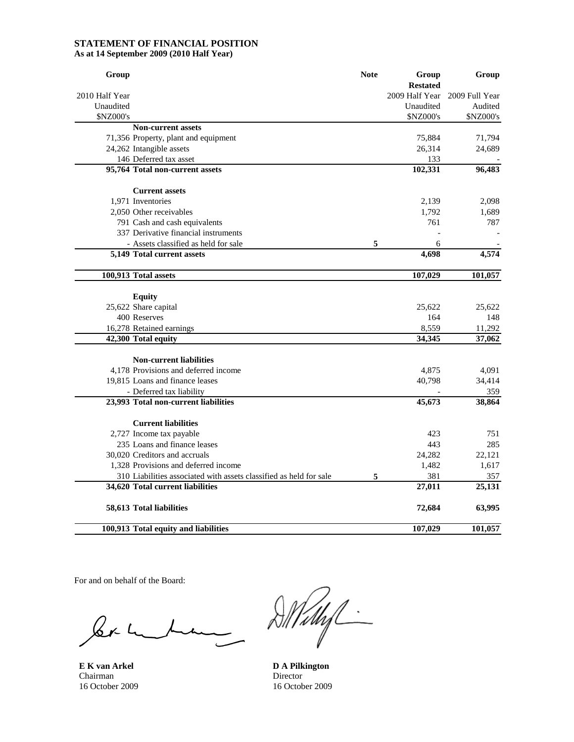# STATEMENT OF FINANCIAL POSITION

**As at 14 September 2009 (2010 Half Year)**

| Group | | Note | Group | Group |
|---|---|---|---|---|
| | | | **Restated** | |
| 2010 Half Year | | | 2009 Half Year | 2009 Full Year |
| Unaudited | | | Unaudited | Audited |
| $NZ000's | | | $NZ000's | $NZ000's |
| | **Non-current assets** | | | |
| 71,356 | Property, plant and equipment | | 75,884 | 71,794 |
| 24,262 | Intangible assets | | 26,314 | 24,689 |
| 146 | Deferred tax asset | | 133 | - |
| **95,764** | **Total non-current assets** | | **102,331** | **96,483** |
| | **Current assets** | | | |
| 1,971 | Inventories | | 2,139 | 2,098 |
| 2,050 | Other receivables | | 1,792 | 1,689 |
| 791 | Cash and cash equivalents | | 761 | 787 |
| 337 | Derivative financial instruments | | - | - |
| - | Assets classified as held for sale | 5 | 6 | - |
| **5,149** | **Total current assets** | | **4,698** | **4,574** |
| **100,913** | **Total assets** | | **107,029** | **101,057** |
| | **Equity** | | | |
| 25,622 | Share capital | | 25,622 | 25,622 |
| 400 | Reserves | | 164 | 148 |
| 16,278 | Retained earnings | | 8,559 | 11,292 |
| **42,300** | **Total equity** | | **34,345** | **37,062** |
| | **Non-current liabilities** | | | |
| 4,178 | Provisions and deferred income | | 4,875 | 4,091 |
| 19,815 | Loans and finance leases | | 40,798 | 34,414 |
| - | Deferred tax liability | | - | 359 |
| **23,993** | **Total non-current liabilities** | | **45,673** | **38,864** |
| | **Current liabilities** | | | |
| 2,727 | Income tax payable | | 423 | 751 |
| 235 | Loans and finance leases | | 443 | 285 |
| 30,020 | Creditors and accruals | | 24,282 | 22,121 |
| 1,328 | Provisions and deferred income | | 1,482 | 1,617 |
| 310 | Liabilities associated with assets classified as held for sale | 5 | 381 | 357 |
| **34,620** | **Total current liabilities** | | **27,011** | **25,131** |
| **58,613** | **Total liabilities** | | **72,684** | **63,995** |
| **100,913** | **Total equity and liabilities** | | **107,029** | **101,057** |

For and on behalf of the Board:

**E K van Arkel**
Chairman
16 October 2009

**D A Pilkington**
Director
16 October 2009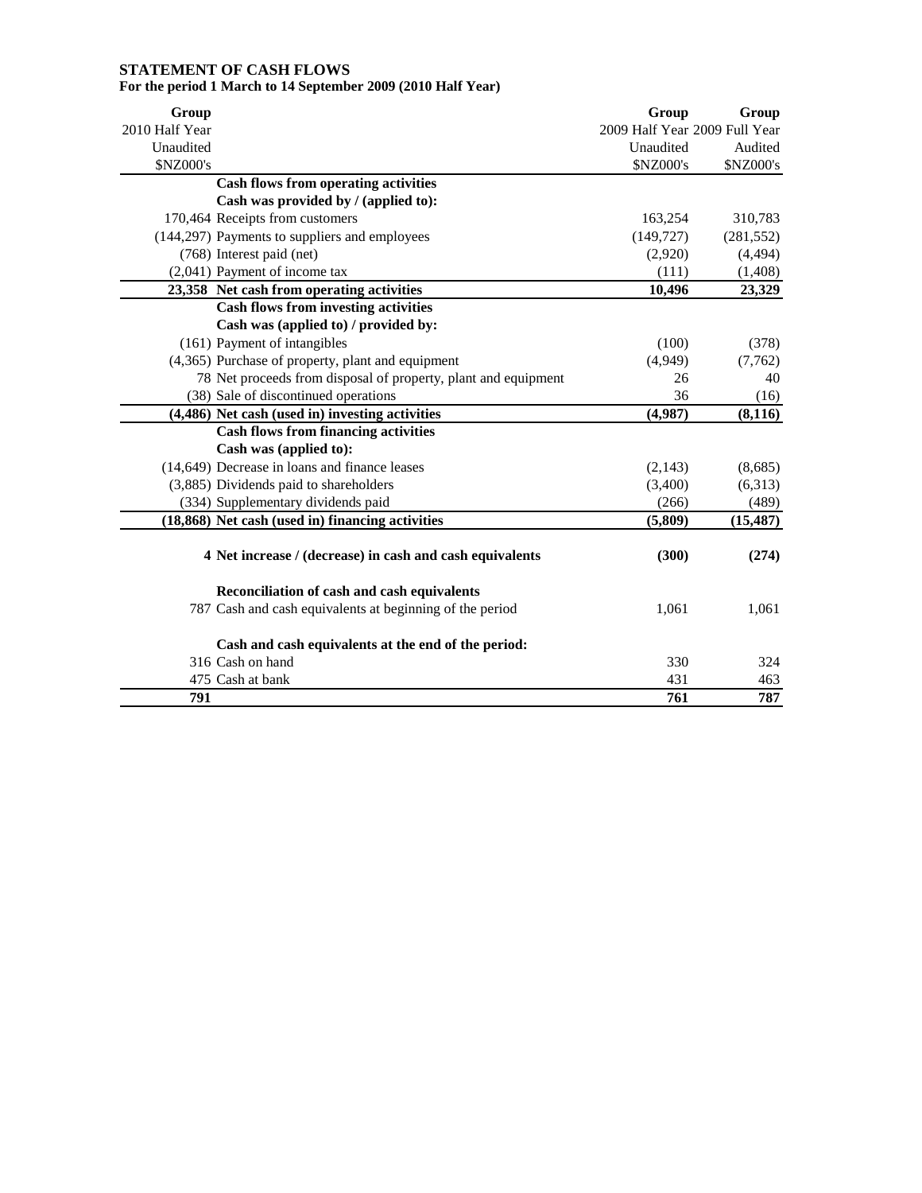## STATEMENT OF CASH FLOWS

**For the period 1 March to 14 September 2009 (2010 Half Year)**

| Group 2010 Half Year Unaudited $NZ000's | | Group 2009 Half Year Unaudited $NZ000's | Group 2009 Full Year Audited $NZ000's |
|---|---|---|---|
| | **Cash flows from operating activities** | | |
| | **Cash was provided by / (applied to):** | | |
| 170,464 | Receipts from customers | 163,254 | 310,783 |
| (144,297) | Payments to suppliers and employees | (149,727) | (281,552) |
| (768) | Interest paid (net) | (2,920) | (4,494) |
| (2,041) | Payment of income tax | (111) | (1,408) |
| **23,358** | **Net cash from operating activities** | **10,496** | **23,329** |
| | **Cash flows from investing activities** | | |
| | **Cash was (applied to) / provided by:** | | |
| (161) | Payment of intangibles | (100) | (378) |
| (4,365) | Purchase of property, plant and equipment | (4,949) | (7,762) |
| 78 | Net proceeds from disposal of property, plant and equipment | 26 | 40 |
| (38) | Sale of discontinued operations | 36 | (16) |
| **(4,486)** | **Net cash (used in) investing activities** | **(4,987)** | **(8,116)** |
| | **Cash flows from financing activities** | | |
| | **Cash was (applied to):** | | |
| (14,649) | Decrease in loans and finance leases | (2,143) | (8,685) |
| (3,885) | Dividends paid to shareholders | (3,400) | (6,313) |
| (334) | Supplementary dividends paid | (266) | (489) |
| **(18,868)** | **Net cash (used in) financing activities** | **(5,809)** | **(15,487)** |
| **4** | **Net increase / (decrease) in cash and cash equivalents** | **(300)** | **(274)** |
| | **Reconciliation of cash and cash equivalents** | | |
| 787 | Cash and cash equivalents at beginning of the period | 1,061 | 1,061 |
| | **Cash and cash equivalents at the end of the period:** | | |
| 316 | Cash on hand | 330 | 324 |
| 475 | Cash at bank | 431 | 463 |
| **791** | | **761** | **787** |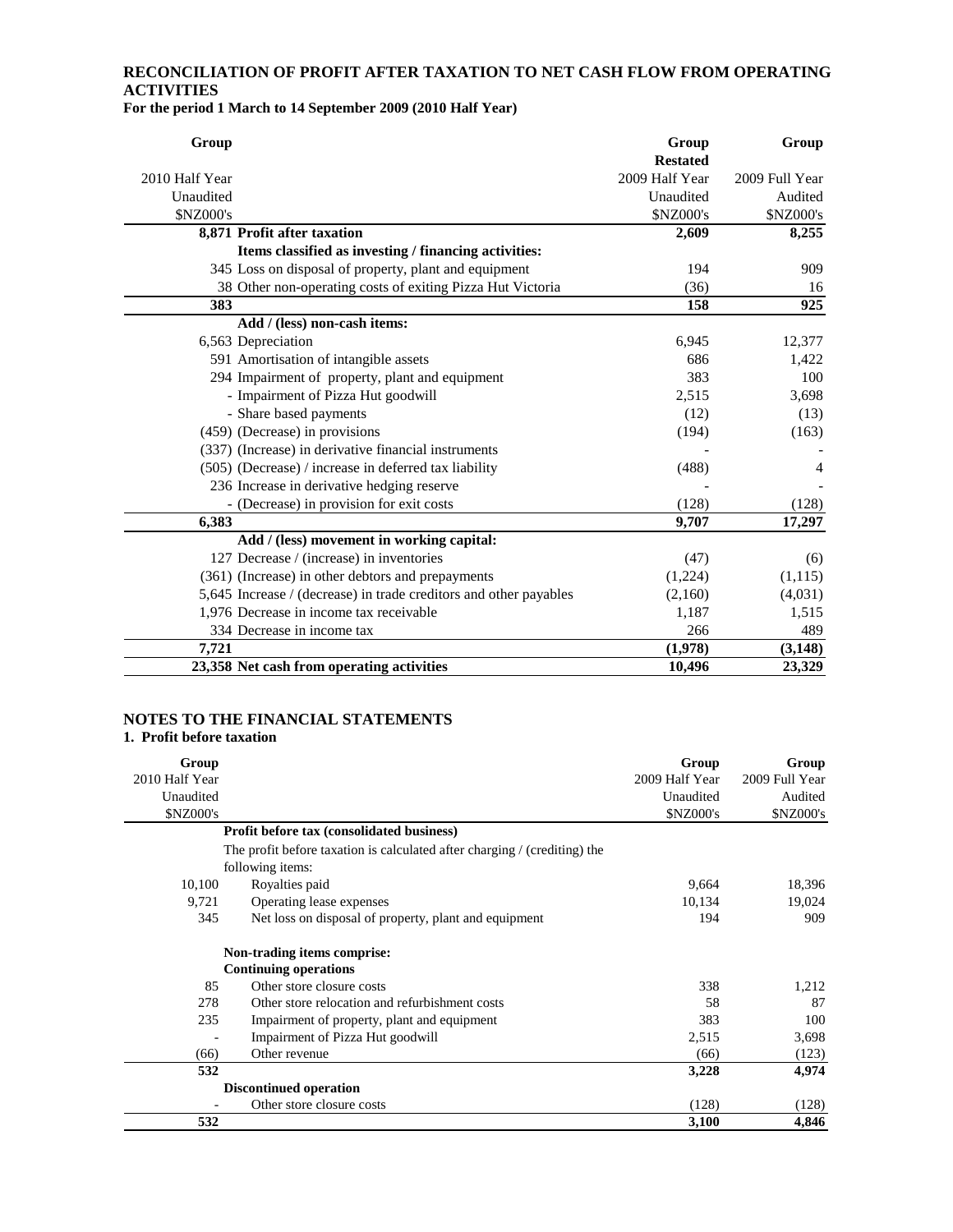# RECONCILIATION OF PROFIT AFTER TAXATION TO NET CASH FLOW FROM OPERATING ACTIVITIES

**For the period 1 March to 14 September 2009 (2010 Half Year)**

| Group | | Group | Group |
|---|---|---|---|
| | | **Restated** | |
| 2010 Half Year | | 2009 Half Year | 2009 Full Year |
| Unaudited | | Unaudited | Audited |
| $NZ000's | | $NZ000's | $NZ000's |
| **8,871** | **Profit after taxation** | **2,609** | **8,255** |
| | **Items classified as investing / financing activities:** | | |
| 345 | Loss on disposal of property, plant and equipment | 194 | 909 |
| 38 | Other non-operating costs of exiting Pizza Hut Victoria | (36) | 16 |
| **383** | | **158** | **925** |
| | **Add / (less) non-cash items:** | | |
| 6,563 | Depreciation | 6,945 | 12,377 |
| 591 | Amortisation of intangible assets | 686 | 1,422 |
| 294 | Impairment of property, plant and equipment | 383 | 100 |
| - | Impairment of Pizza Hut goodwill | 2,515 | 3,698 |
| - | Share based payments | (12) | (13) |
| (459) | (Decrease) in provisions | (194) | (163) |
| (337) | (Increase) in derivative financial instruments | - | - |
| (505) | (Decrease) / increase in deferred tax liability | (488) | 4 |
| 236 | Increase in derivative hedging reserve | - | - |
| - | (Decrease) in provision for exit costs | (128) | (128) |
| **6,383** | | **9,707** | **17,297** |
| | **Add / (less) movement in working capital:** | | |
| 127 | Decrease / (increase) in inventories | (47) | (6) |
| (361) | (Increase) in other debtors and prepayments | (1,224) | (1,115) |
| 5,645 | Increase / (decrease) in trade creditors and other payables | (2,160) | (4,031) |
| 1,976 | Decrease in income tax receivable | 1,187 | 1,515 |
| 334 | Decrease in income tax | 266 | 489 |
| **7,721** | | **(1,978)** | **(3,148)** |
| **23,358** | **Net cash from operating activities** | **10,496** | **23,329** |

# NOTES TO THE FINANCIAL STATEMENTS

## 1. Profit before taxation

| Group | | Group | Group |
|---|---|---|---|
| 2010 Half Year | | 2009 Half Year | 2009 Full Year |
| Unaudited | | Unaudited | Audited |
| $NZ000's | | $NZ000's | $NZ000's |
| | **Profit before tax (consolidated business)** | | |
| | The profit before taxation is calculated after charging / (crediting) the following items: | | |
| 10,100 | Royalties paid | 9,664 | 18,396 |
| 9,721 | Operating lease expenses | 10,134 | 19,024 |
| 345 | Net loss on disposal of property, plant and equipment | 194 | 909 |
| | **Non-trading items comprise:** | | |
| | **Continuing operations** | | |
| 85 | Other store closure costs | 338 | 1,212 |
| 278 | Other store relocation and refurbishment costs | 58 | 87 |
| 235 | Impairment of property, plant and equipment | 383 | 100 |
| - | Impairment of Pizza Hut goodwill | 2,515 | 3,698 |
| (66) | Other revenue | (66) | (123) |
| **532** | | **3,228** | **4,974** |
| | **Discontinued operation** | | |
| - | Other store closure costs | (128) | (128) |
| **532** | | **3,100** | **4,846** |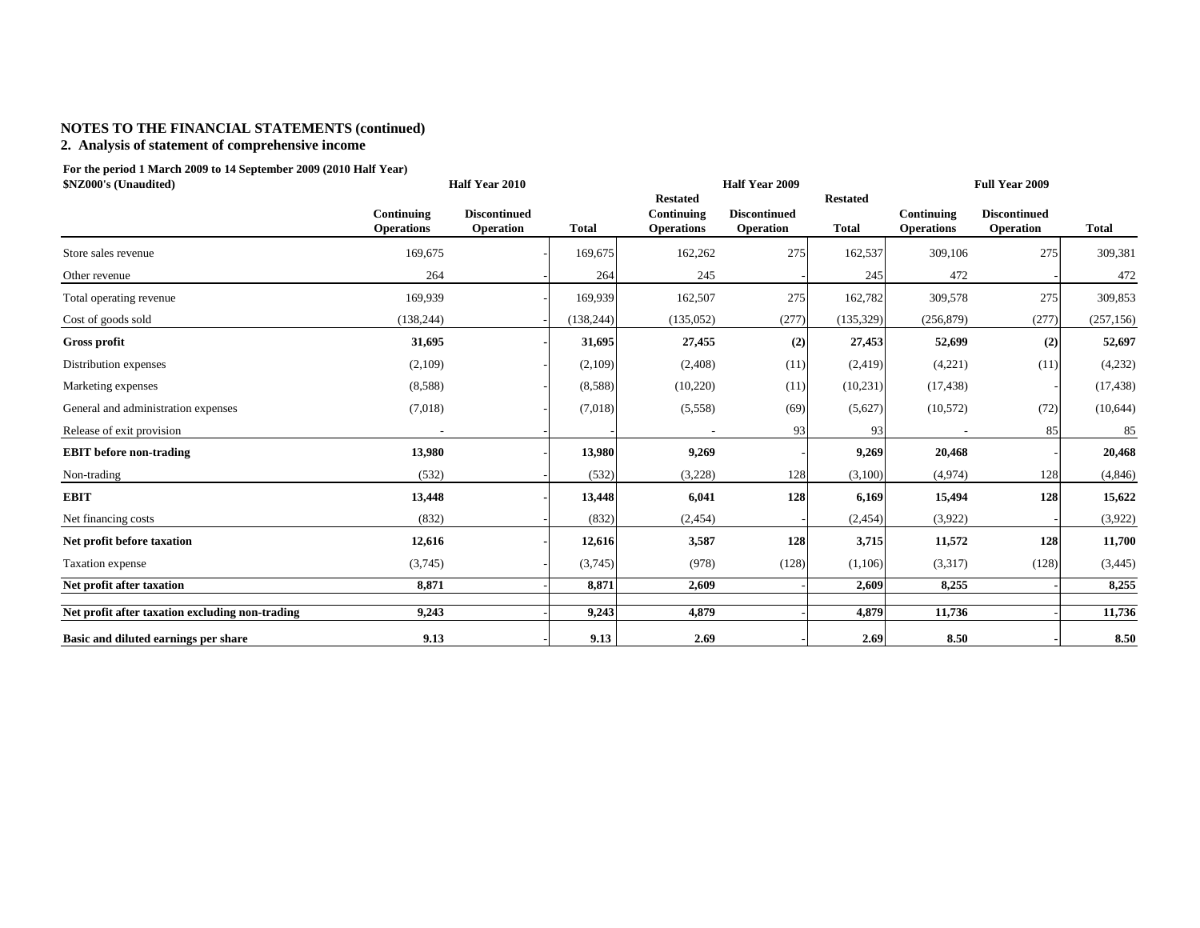## NOTES TO THE FINANCIAL STATEMENTS (continued)

### 2. Analysis of statement of comprehensive income

**For the period 1 March 2009 to 14 September 2009 (2010 Half Year)**
**$NZ000's (Unaudited)**

| | Half Year 2010 | | | Half Year 2009 | | | Full Year 2009 | | |
|---|---|---|---|---|---|---|---|---|---|
| | Continuing Operations | Discontinued Operation | Total | Restated Continuing Operations | Discontinued Operation | Restated Total | Continuing Operations | Discontinued Operation | Total |
| Store sales revenue | 169,675 | - | 169,675 | 162,262 | 275 | 162,537 | 309,106 | 275 | 309,381 |
| Other revenue | 264 | - | 264 | 245 | - | 245 | 472 | - | 472 |
| Total operating revenue | 169,939 | - | 169,939 | 162,507 | 275 | 162,782 | 309,578 | 275 | 309,853 |
| Cost of goods sold | (138,244) | - | (138,244) | (135,052) | (277) | (135,329) | (256,879) | (277) | (257,156) |
| **Gross profit** | **31,695** | **-** | **31,695** | **27,455** | **(2)** | **27,453** | **52,699** | **(2)** | **52,697** |
| Distribution expenses | (2,109) | - | (2,109) | (2,408) | (11) | (2,419) | (4,221) | (11) | (4,232) |
| Marketing expenses | (8,588) | - | (8,588) | (10,220) | (11) | (10,231) | (17,438) | - | (17,438) |
| General and administration expenses | (7,018) | - | (7,018) | (5,558) | (69) | (5,627) | (10,572) | (72) | (10,644) |
| Release of exit provision | - | - | - | - | 93 | 93 | - | 85 | 85 |
| **EBIT before non-trading** | **13,980** | **-** | **13,980** | **9,269** | **-** | **9,269** | **20,468** | **-** | **20,468** |
| Non-trading | (532) | - | (532) | (3,228) | 128 | (3,100) | (4,974) | 128 | (4,846) |
| **EBIT** | **13,448** | **-** | **13,448** | **6,041** | **128** | **6,169** | **15,494** | **128** | **15,622** |
| Net financing costs | (832) | - | (832) | (2,454) | - | (2,454) | (3,922) | - | (3,922) |
| **Net profit before taxation** | **12,616** | **-** | **12,616** | **3,587** | **128** | **3,715** | **11,572** | **128** | **11,700** |
| Taxation expense | (3,745) | - | (3,745) | (978) | (128) | (1,106) | (3,317) | (128) | (3,445) |
| **Net profit after taxation** | **8,871** | **-** | **8,871** | **2,609** | **-** | **2,609** | **8,255** | **-** | **8,255** |
| **Net profit after taxation excluding non-trading** | **9,243** | **-** | **9,243** | **4,879** | **-** | **4,879** | **11,736** | **-** | **11,736** |
| **Basic and diluted earnings per share** | **9.13** | **-** | **9.13** | **2.69** | **-** | **2.69** | **8.50** | **-** | **8.50** |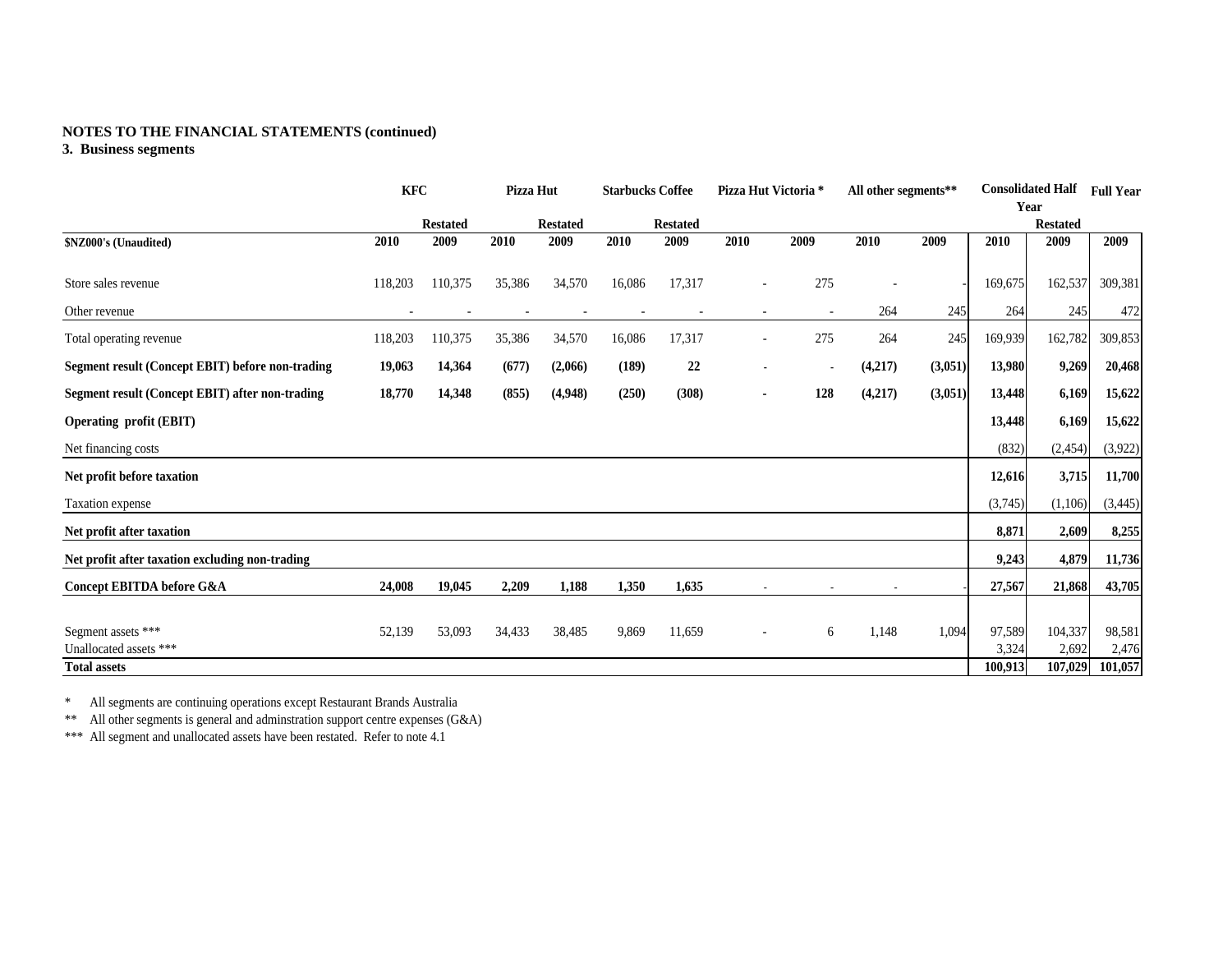**NOTES TO THE FINANCIAL STATEMENTS (continued)**

**3. Business segments**

| | KFC | | Pizza Hut | | Starbucks Coffee | | Pizza Hut Victoria * | | All other segments** | | Consolidated Half Year | | Full Year |
|---|---|---|---|---|---|---|---|---|---|---|---|---|---|
| | | Restated | | Restated | | Restated | | | | | | Restated | |
| **$NZ000's (Unaudited)** | **2010** | **2009** | **2010** | **2009** | **2010** | **2009** | **2010** | **2009** | **2010** | **2009** | **2010** | **2009** | **2009** |
| Store sales revenue | 118,203 | 110,375 | 35,386 | 34,570 | 16,086 | 17,317 | - | 275 | - | - | 169,675 | 162,537 | 309,381 |
| Other revenue | - | - | - | - | - | - | - | - | 264 | 245 | 264 | 245 | 472 |
| Total operating revenue | 118,203 | 110,375 | 35,386 | 34,570 | 16,086 | 17,317 | - | 275 | 264 | 245 | 169,939 | 162,782 | 309,853 |
| **Segment result (Concept EBIT) before non-trading** | **19,063** | **14,364** | **(677)** | **(2,066)** | **(189)** | **22** | - | - | **(4,217)** | **(3,051)** | **13,980** | **9,269** | **20,468** |
| **Segment result (Concept EBIT) after non-trading** | **18,770** | **14,348** | **(855)** | **(4,948)** | **(250)** | **(308)** | **-** | **128** | **(4,217)** | **(3,051)** | **13,448** | **6,169** | **15,622** |
| **Operating profit (EBIT)** | | | | | | | | | | | **13,448** | **6,169** | **15,622** |
| Net financing costs | | | | | | | | | | | (832) | (2,454) | (3,922) |
| **Net profit before taxation** | | | | | | | | | | | **12,616** | **3,715** | **11,700** |
| Taxation expense | | | | | | | | | | | (3,745) | (1,106) | (3,445) |
| **Net profit after taxation** | | | | | | | | | | | **8,871** | **2,609** | **8,255** |
| **Net profit after taxation excluding non-trading** | | | | | | | | | | | **9,243** | **4,879** | **11,736** |
| **Concept EBITDA before G&A** | **24,008** | **19,045** | **2,209** | **1,188** | **1,350** | **1,635** | - | - | - | - | **27,567** | **21,868** | **43,705** |
| Segment assets *** | 52,139 | 53,093 | 34,433 | 38,485 | 9,869 | 11,659 | - | 6 | 1,148 | 1,094 | 97,589 | 104,337 | 98,581 |
| Unallocated assets *** | | | | | | | | | | | 3,324 | 2,692 | 2,476 |
| **Total assets** | | | | | | | | | | | **100,913** | **107,029** | **101,057** |

\* All segments are continuing operations except Restaurant Brands Australia

** All other segments is general and adminstration support centre expenses (G&A)

*** All segment and unallocated assets have been restated. Refer to note 4.1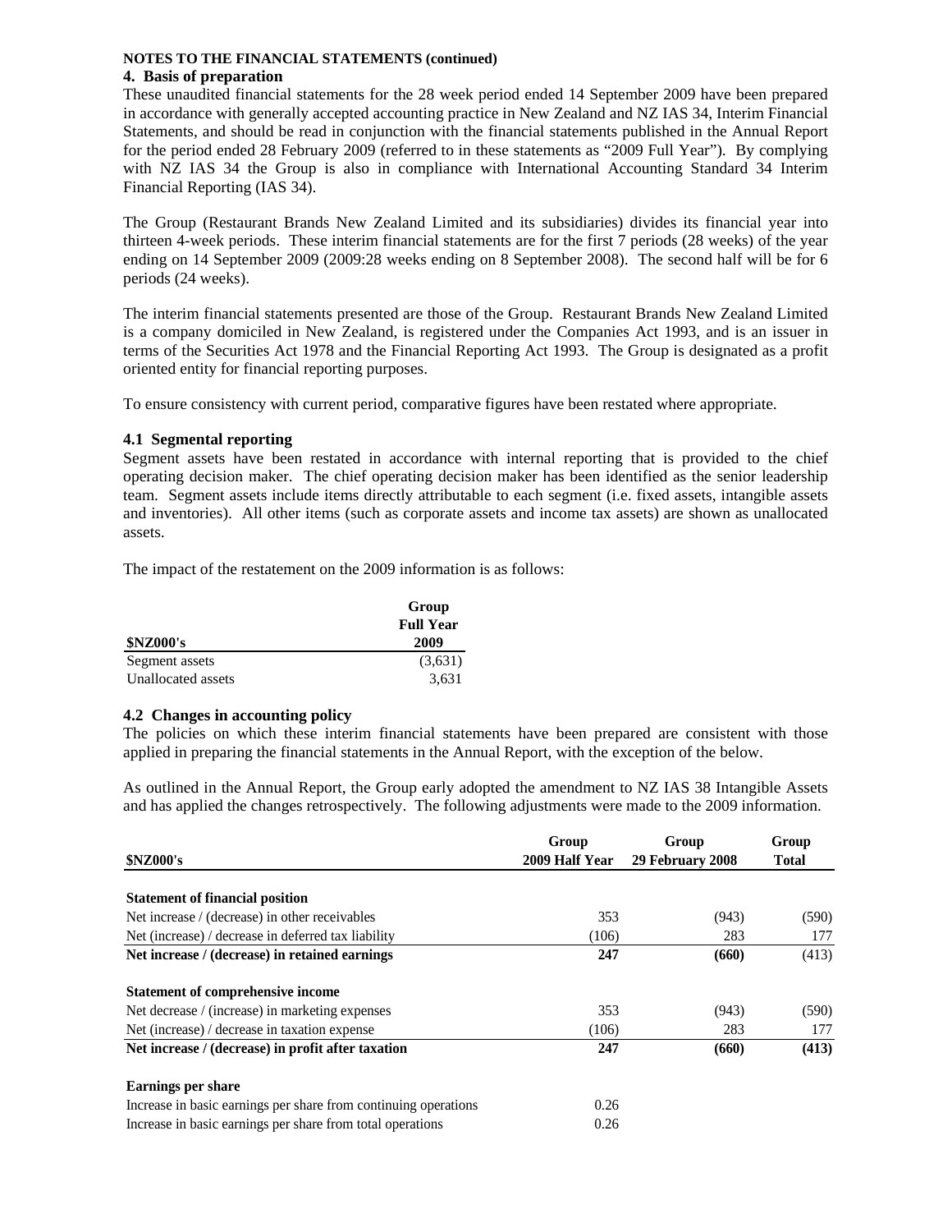**NOTES TO THE FINANCIAL STATEMENTS (continued)**

## 4. Basis of preparation

These unaudited financial statements for the 28 week period ended 14 September 2009 have been prepared in accordance with generally accepted accounting practice in New Zealand and NZ IAS 34, Interim Financial Statements, and should be read in conjunction with the financial statements published in the Annual Report for the period ended 28 February 2009 (referred to in these statements as "2009 Full Year"). By complying with NZ IAS 34 the Group is also in compliance with International Accounting Standard 34 Interim Financial Reporting (IAS 34).

The Group (Restaurant Brands New Zealand Limited and its subsidiaries) divides its financial year into thirteen 4-week periods. These interim financial statements are for the first 7 periods (28 weeks) of the year ending on 14 September 2009 (2009:28 weeks ending on 8 September 2008). The second half will be for 6 periods (24 weeks).

The interim financial statements presented are those of the Group. Restaurant Brands New Zealand Limited is a company domiciled in New Zealand, is registered under the Companies Act 1993, and is an issuer in terms of the Securities Act 1978 and the Financial Reporting Act 1993. The Group is designated as a profit oriented entity for financial reporting purposes.

To ensure consistency with current period, comparative figures have been restated where appropriate.

### 4.1 Segmental reporting

Segment assets have been restated in accordance with internal reporting that is provided to the chief operating decision maker. The chief operating decision maker has been identified as the senior leadership team. Segment assets include items directly attributable to each segment (i.e. fixed assets, intangible assets and inventories). All other items (such as corporate assets and income tax assets) are shown as unallocated assets.

The impact of the restatement on the 2009 information is as follows:

| $NZ000's | Group Full Year 2009 |
|---|---|
| Segment assets | (3,631) |
| Unallocated assets | 3,631 |

### 4.2 Changes in accounting policy

The policies on which these interim financial statements have been prepared are consistent with those applied in preparing the financial statements in the Annual Report, with the exception of the below.

As outlined in the Annual Report, the Group early adopted the amendment to NZ IAS 38 Intangible Assets and has applied the changes retrospectively. The following adjustments were made to the 2009 information.

| $NZ000's | Group 2009 Half Year | Group 29 February 2008 | Group Total |
|---|---|---|---|
| **Statement of financial position** | | | |
| Net increase / (decrease) in other receivables | 353 | (943) | (590) |
| Net (increase) / decrease in deferred tax liability | (106) | 283 | 177 |
| **Net increase / (decrease) in retained earnings** | **247** | **(660)** | (413) |
| **Statement of comprehensive income** | | | |
| Net decrease / (increase) in marketing expenses | 353 | (943) | (590) |
| Net (increase) / decrease in taxation expense | (106) | 283 | 177 |
| **Net increase / (decrease) in profit after taxation** | **247** | **(660)** | **(413)** |
| **Earnings per share** | | | |
| Increase in basic earnings per share from continuing operations | 0.26 | | |
| Increase in basic earnings per share from total operations | 0.26 | | |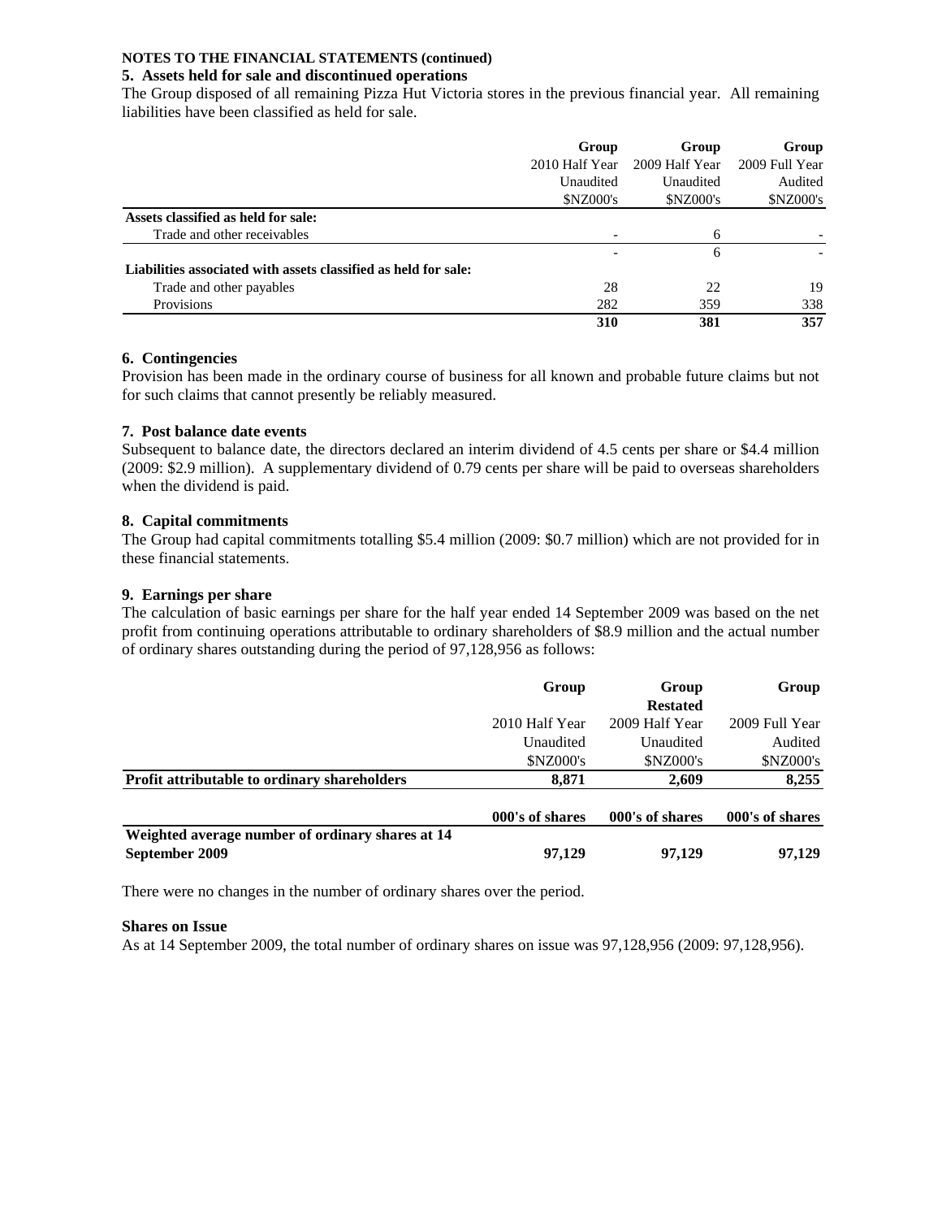**NOTES TO THE FINANCIAL STATEMENTS (continued)**

### 5. Assets held for sale and discontinued operations

The Group disposed of all remaining Pizza Hut Victoria stores in the previous financial year. All remaining liabilities have been classified as held for sale.

| | Group | Group | Group |
|---|---|---|---|
| | 2010 Half Year | 2009 Half Year | 2009 Full Year |
| | Unaudited | Unaudited | Audited |
| | $NZ000's | $NZ000's | $NZ000's |
| **Assets classified as held for sale:** | | | |
| Trade and other receivables | - | 6 | - |
| | - | 6 | - |
| **Liabilities associated with assets classified as held for sale:** | | | |
| Trade and other payables | 28 | 22 | 19 |
| Provisions | 282 | 359 | 338 |
| | **310** | **381** | **357** |

### 6. Contingencies

Provision has been made in the ordinary course of business for all known and probable future claims but not for such claims that cannot presently be reliably measured.

### 7. Post balance date events

Subsequent to balance date, the directors declared an interim dividend of 4.5 cents per share or $4.4 million (2009: $2.9 million). A supplementary dividend of 0.79 cents per share will be paid to overseas shareholders when the dividend is paid.

### 8. Capital commitments

The Group had capital commitments totalling $5.4 million (2009: $0.7 million) which are not provided for in these financial statements.

### 9. Earnings per share

The calculation of basic earnings per share for the half year ended 14 September 2009 was based on the net profit from continuing operations attributable to ordinary shareholders of $8.9 million and the actual number of ordinary shares outstanding during the period of 97,128,956 as follows:

| | Group | Group<br>**Restated** | Group |
|---|---|---|---|
| | 2010 Half Year | 2009 Half Year | 2009 Full Year |
| | Unaudited | Unaudited | Audited |
| | $NZ000's | $NZ000's | $NZ000's |
| **Profit attributable to ordinary shareholders** | **8,871** | **2,609** | **8,255** |
| | **000's of shares** | **000's of shares** | **000's of shares** |
| **Weighted average number of ordinary shares at 14 September 2009** | **97,129** | **97,129** | **97,129** |

There were no changes in the number of ordinary shares over the period.

**Shares on Issue**

As at 14 September 2009, the total number of ordinary shares on issue was 97,128,956 (2009: 97,128,956).